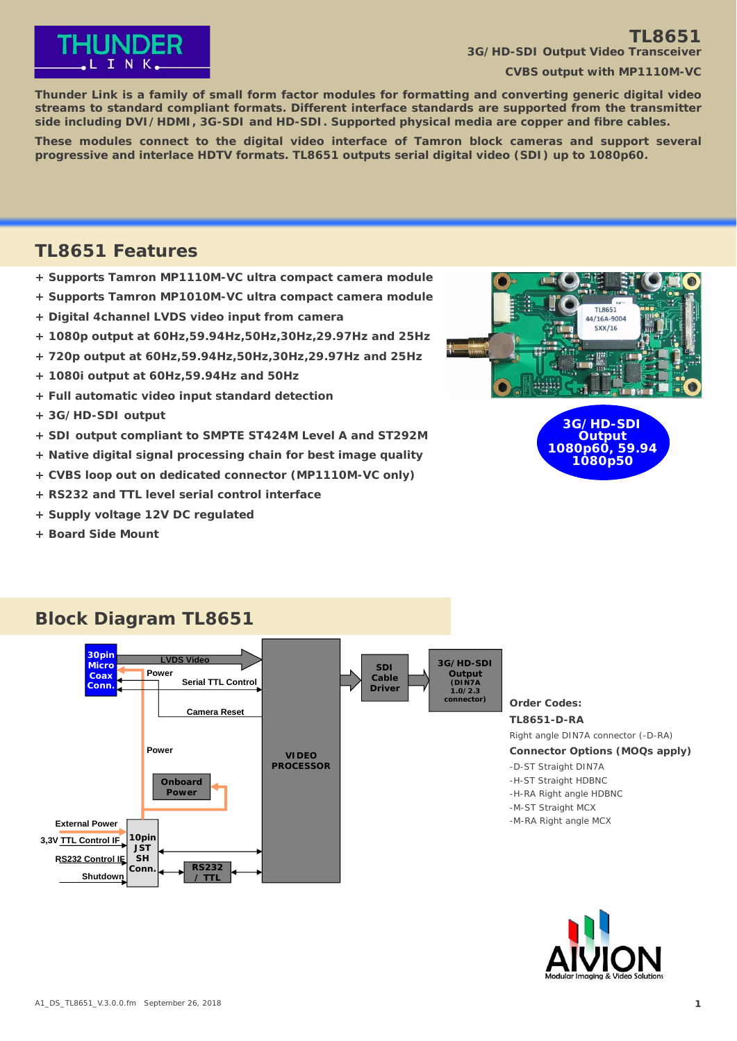# TL8651

**3G/HD-SDI Output Video Transceiver**

**CVBS output with MP1110M-VC**

**Thunder Link is a family of small form factor modules for formatting and converting generic digital video streams to standard compliant formats. Different interface standards are supported from the transmitter side including DVI/HDMI, 3G-SDI and HD-SDI. Supported physical media are copper and fibre cables.**

**These modules connect to the digital video interface of Tamron block cameras and support several progressive and interlace HDTV formats. TL8651 outputs serial digital video (SDI) up to 1080p60.**

## TL8651 Features

- + Supports Tamron MP1110M-VC ultra compact camera module
- + Supports Tamron MP1010M-VC ultra compact camera module
- + Digital 4channel LVDS video input from camera
- + 1080p output at 60Hz,59.94Hz,50Hz,30Hz,29.97Hz and 25Hz
- + 720p output at 60Hz,59.94Hz,50Hz,30Hz,29.97Hz and 25Hz
- + 1080i output at 60Hz,59.94Hz and 50Hz
- + Full automatic video input standard detection
- + 3G/HD-SDI output
- + SDI output compliant to SMPTE ST424M Level A and ST292M
- + Native digital signal processing chain for best image quality
- + CVBS loop out on dedicated connector (MP1110M-VC only)
- + RS232 and TTL level serial control interface
- + Supply voltage 12V DC regulated
- + Board Side Mount

**3G/HD-SDI Output 1080p60, 59.94 1080p50**

## Block Diagram TL8651

**Order Codes:**

**TL8651-D-RA**

Right angle DIN7A connector (-D-RA)

**Connector Options (MOQs apply)**

- -D-ST Straight DIN7A
- -H-ST Straight HDBNC
- -H-RA Right angle HDBNC
- -M-ST Straight MCX
- -M-RA Right angle MCX

A1_DS_TL8651_V.3.0.0.fm September 26, 2018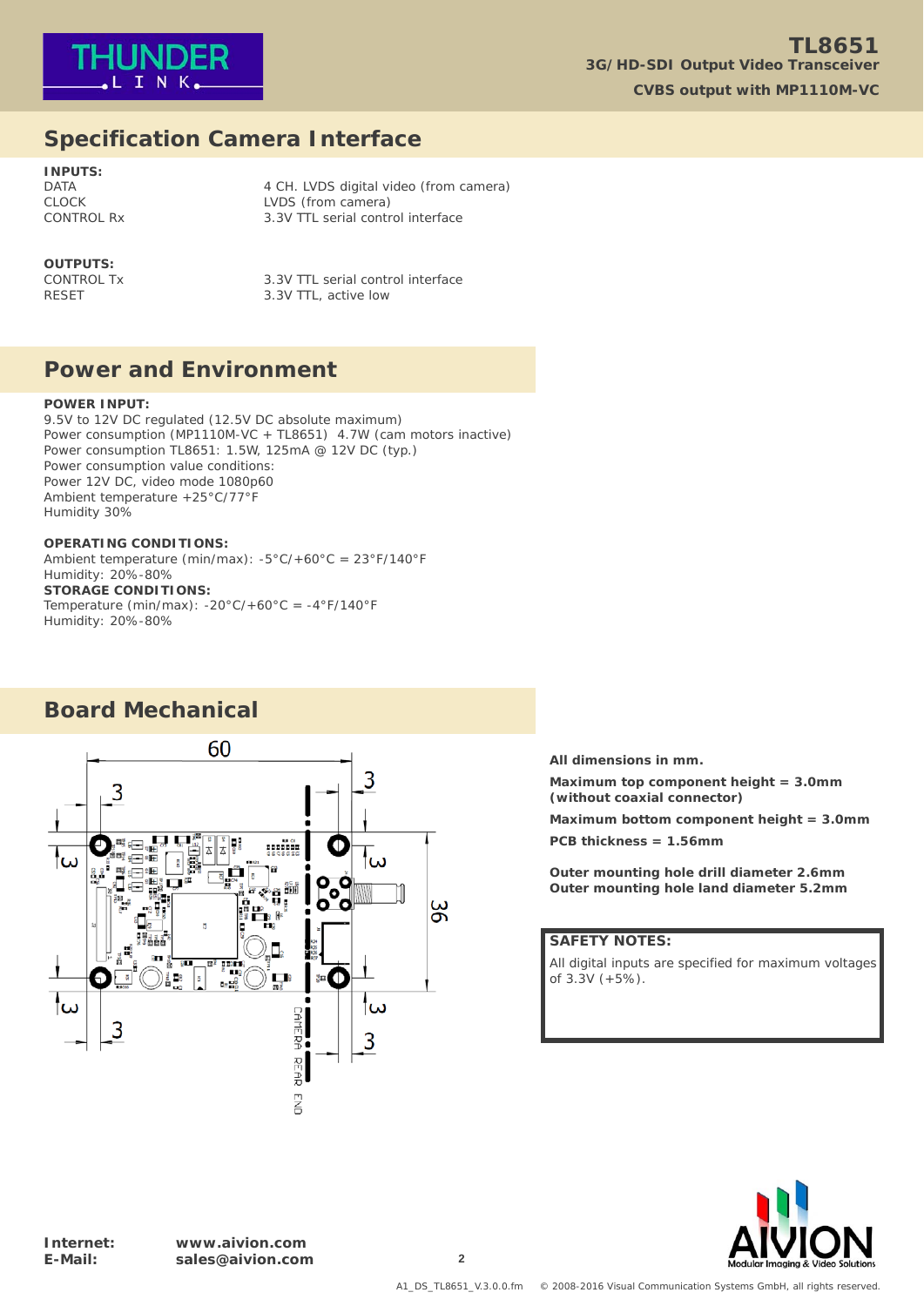## Specification Camera Interface

**INPUTS:**

| | |
|---|---|
| DATA | 4 CH. LVDS digital video (from camera) |
| CLOCK | LVDS (from camera) |
| CONTROL Rx | 3.3V TTL serial control interface |

**OUTPUTS:**

| | |
|---|---|
| CONTROL Tx | 3.3V TTL serial control interface |
| RESET | 3.3V TTL, active low |

## Power and Environment

**POWER INPUT:**
9.5V to 12V DC regulated (12.5V DC absolute maximum)
Power consumption (MP1110M-VC + TL8651) 4.7W (cam motors inactive)
Power consumption TL8651: 1.5W, 125mA @ 12V DC (typ.)
Power consumption value conditions:
Power 12V DC, video mode 1080p60
Ambient temperature +25°C/77°F
Humidity 30%

**OPERATING CONDITIONS:**
Ambient temperature (min/max): -5°C/+60°C = 23°F/140°F
Humidity: 20%-80%
**STORAGE CONDITIONS:**
Temperature (min/max): -20°C/+60°C = -4°F/140°F
Humidity: 20%-80%

## Board Mechanical

**All dimensions in mm.**

**Maximum top component height = 3.0mm (without coaxial connector)**

**Maximum bottom component height = 3.0mm**

**PCB thickness = 1.56mm**

**Outer mounting hole drill diameter 2.6mm**
**Outer mounting hole land diameter 5.2mm**

**SAFETY NOTES:**
All digital inputs are specified for maximum voltages of 3.3V (+5%).

**Internet:** www.aivion.com
**E-Mail:** sales@aivion.com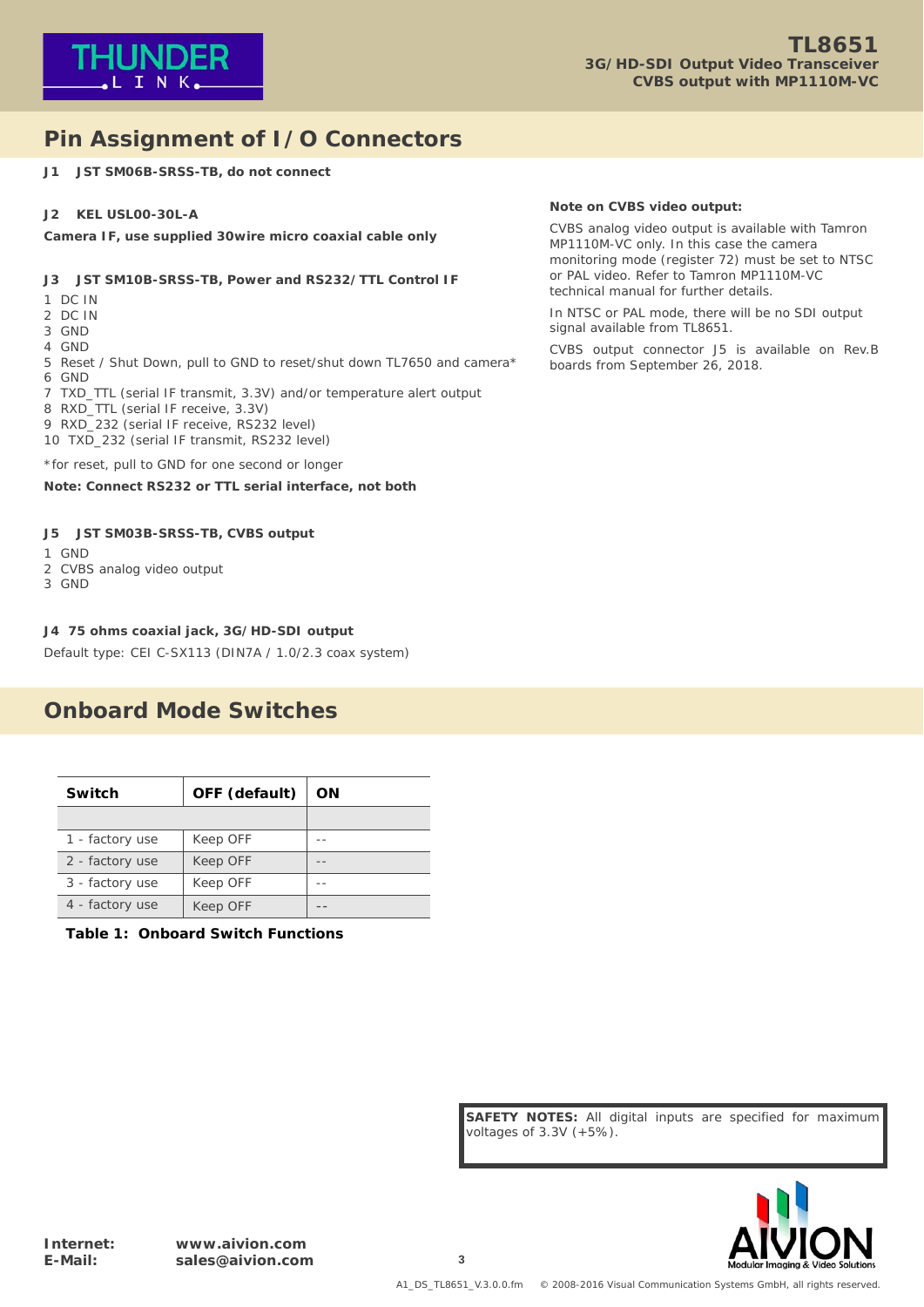## Pin Assignment of I/O Connectors

**J1 JST SM06B-SRSS-TB, do not connect**

**J2 KEL USL00-30L-A**

**Camera IF, use supplied 30wire micro coaxial cable only**

**J3 JST SM10B-SRSS-TB, Power and RS232/TTL Control IF**

1 DC IN
2 DC IN
3 GND
4 GND
5 Reset / Shut Down, pull to GND to reset/shut down TL7650 and camera*
6 GND
7 TXD_TTL (serial IF transmit, 3.3V) and/or temperature alert output
8 RXD_TTL (serial IF receive, 3.3V)
9 RXD_232 (serial IF receive, RS232 level)
10 TXD_232 (serial IF transmit, RS232 level)

*for reset, pull to GND for one second or longer

**Note: Connect RS232 or TTL serial interface, not both**

**J5 JST SM03B-SRSS-TB, CVBS output**

1 GND
2 CVBS analog video output
3 GND

**J4 75 ohms coaxial jack, 3G/HD-SDI output**

Default type: CEI C-SX113 (DIN7A / 1.0/2.3 coax system)

**Note on CVBS video output:**

CVBS analog video output is available with Tamron MP1110M-VC only. In this case the camera monitoring mode (register 72) must be set to NTSC or PAL video. Refer to Tamron MP1110M-VC technical manual for further details.

In NTSC or PAL mode, there will be no SDI output signal available from TL8651.

CVBS output connector J5 is available on Rev.B boards from September 26, 2018.

## Onboard Mode Switches

| Switch | OFF (default) | ON |
|---|---|---|
| | | |
| 1 - factory use | Keep OFF | -- |
| 2 - factory use | Keep OFF | -- |
| 3 - factory use | Keep OFF | -- |
| 4 - factory use | Keep OFF | -- |

**Table 1: Onboard Switch Functions**

**SAFETY NOTES:** All digital inputs are specified for maximum voltages of 3.3V (+5%).

**Internet:** **www.aivion.com**
**E-Mail:** **sales@aivion.com**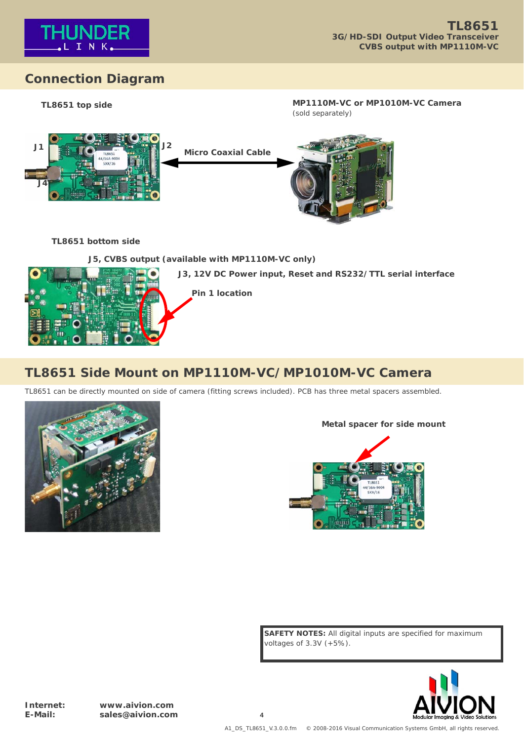## Connection Diagram

**TL8651 top side**

**MP1110M-VC or MP1010M-VC Camera**
(sold separately)

**J1** **J2** **J4**

**Micro Coaxial Cable**

**TL8651 bottom side**

**J5, CVBS output (available with MP1110M-VC only)**

**J3, 12V DC Power input, Reset and RS232/TTL serial interface**

**Pin 1 location**

## TL8651 Side Mount on MP1110M-VC/MP1010M-VC Camera

TL8651 can be directly mounted on side of camera (fitting screws included). PCB has three metal spacers assembled.

**Metal spacer for side mount**

**SAFETY NOTES:** All digital inputs are specified for maximum voltages of 3.3V (+5%).

**Internet:** **www.aivion.com**
**E-Mail:** **sales@aivion.com**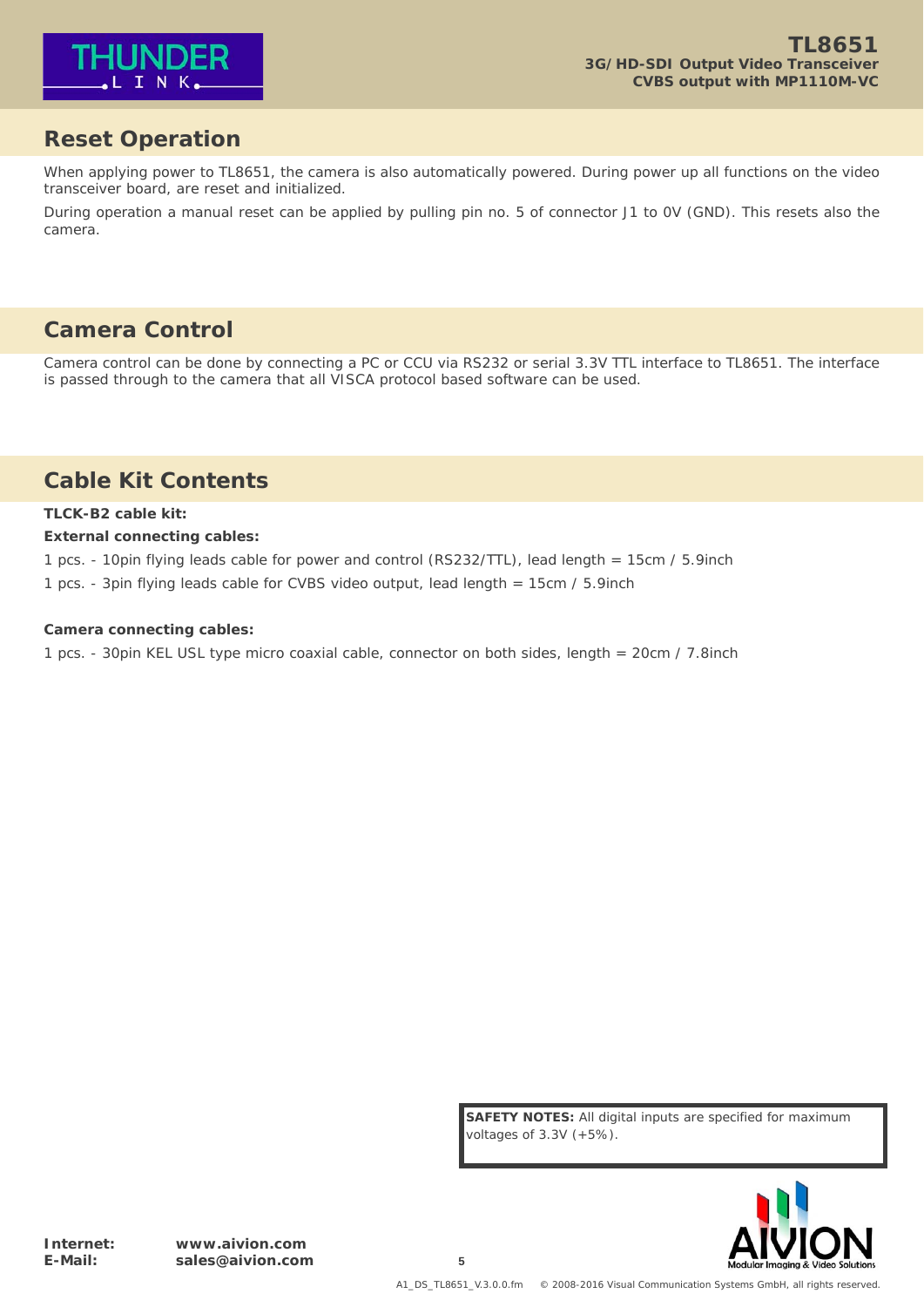## Reset Operation

When applying power to TL8651, the camera is also automatically powered. During power up all functions on the video transceiver board, are reset and initialized.

During operation a manual reset can be applied by pulling pin no. 5 of connector J1 to 0V (GND). This resets also the camera.

## Camera Control

Camera control can be done by connecting a PC or CCU via RS232 or serial 3.3V TTL interface to TL8651. The interface is passed through to the camera that all VISCA protocol based software can be used.

## Cable Kit Contents

**TLCK-B2 cable kit:**

**External connecting cables:**

1 pcs. - 10pin flying leads cable for power and control (RS232/TTL), lead length = 15cm / 5.9inch

1 pcs. - 3pin flying leads cable for CVBS video output, lead length = 15cm / 5.9inch

**Camera connecting cables:**

1 pcs. - 30pin KEL USL type micro coaxial cable, connector on both sides, length = 20cm / 7.8inch

**SAFETY NOTES:** All digital inputs are specified for maximum voltages of 3.3V (+5%).